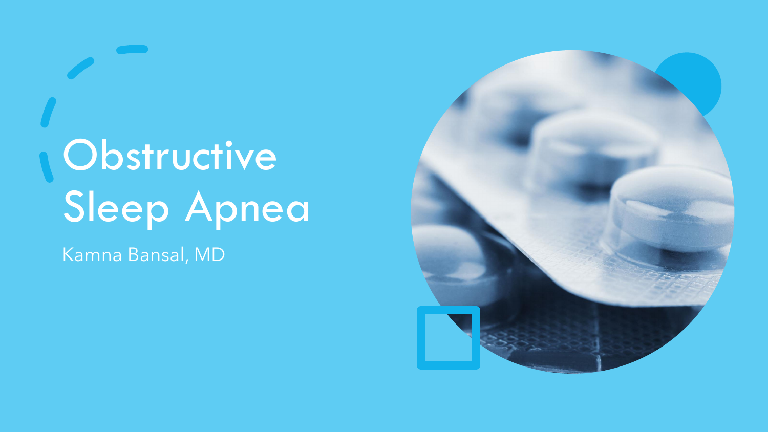# Obstructive Sleep Apnea

Kamna Bansal, MD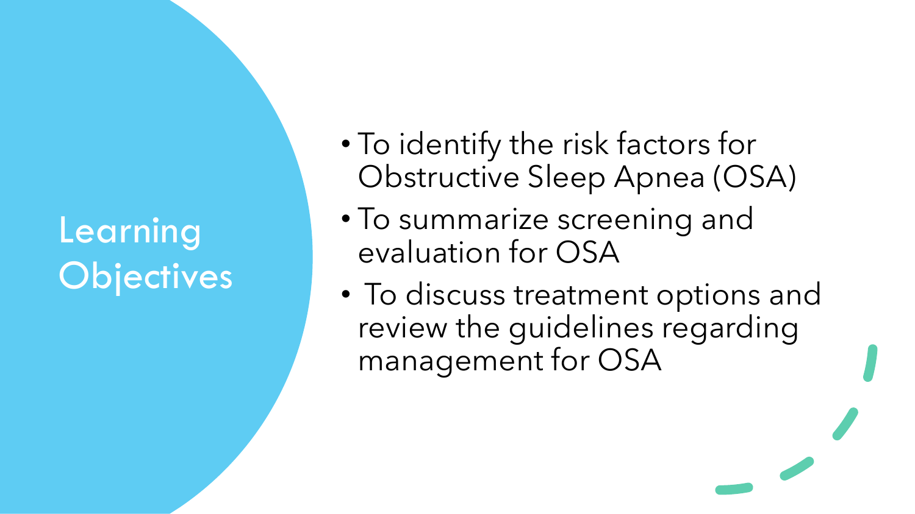# Learning Objectives

- To identify the risk factors for Obstructive Sleep Apnea (OSA)
- To summarize screening and evaluation for OSA
- To discuss treatment options and review the guidelines regarding management for OSA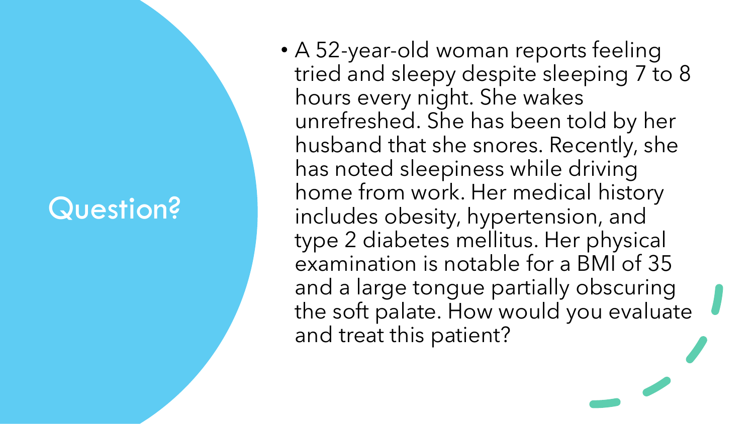# Question?

- A 52-year-old woman reports feeling tried and sleepy despite sleeping 7 to 8 hours every night. She wakes unrefreshed. She has been told by her husband that she snores. Recently, she has noted sleepiness while driving home from work. Her medical history includes obesity, hypertension, and type 2 diabetes mellitus. Her physical examination is notable for a BMI of 35 and a large tongue partially obscuring the soft palate. How would you evaluate and treat this patient?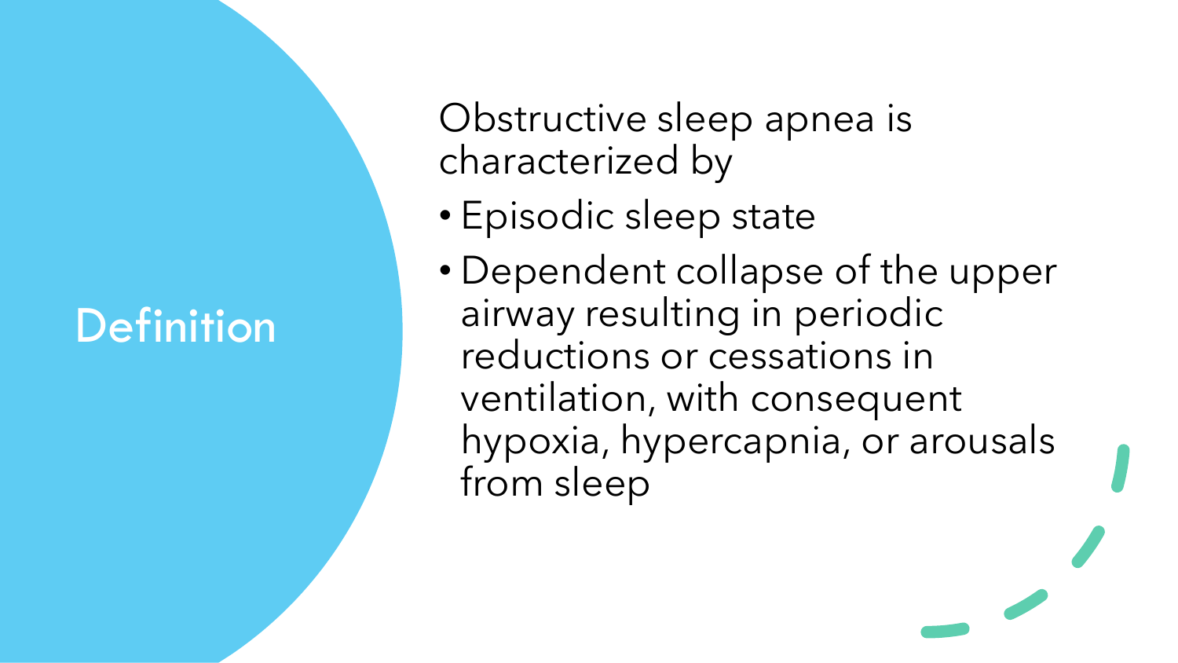# Definition

Obstructive sleep apnea is characterized by

- Episodic sleep state
- Dependent collapse of the upper airway resulting in periodic reductions or cessations in ventilation, with consequent hypoxia, hypercapnia, or arousals from sleep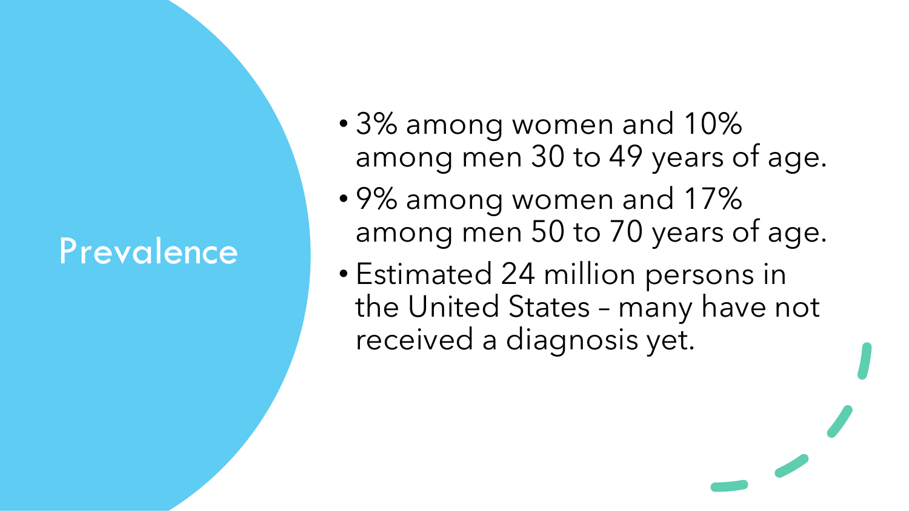# Prevalence

- 3% among women and 10% among men 30 to 49 years of age.
- 9% among women and 17% among men 50 to 70 years of age.
- Estimated 24 million persons in the United States – many have not received a diagnosis yet.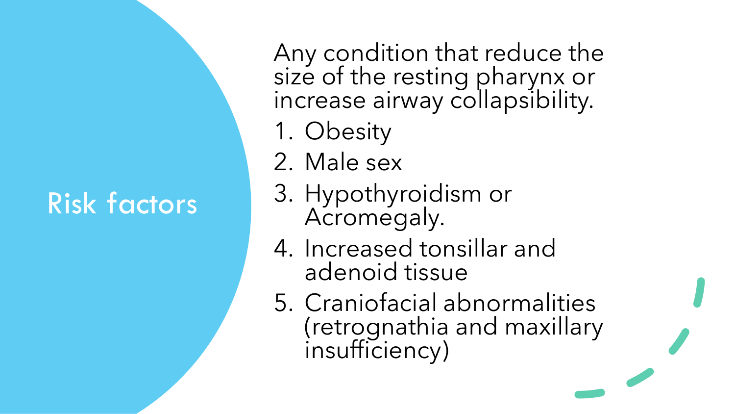# Risk factors

Any condition that reduce the size of the resting pharynx or increase airway collapsibility.

1. Obesity
2. Male sex
3. Hypothyroidism or Acromegaly.
4. Increased tonsillar and adenoid tissue
5. Craniofacial abnormalities (retrognathia and maxillary insufficiency)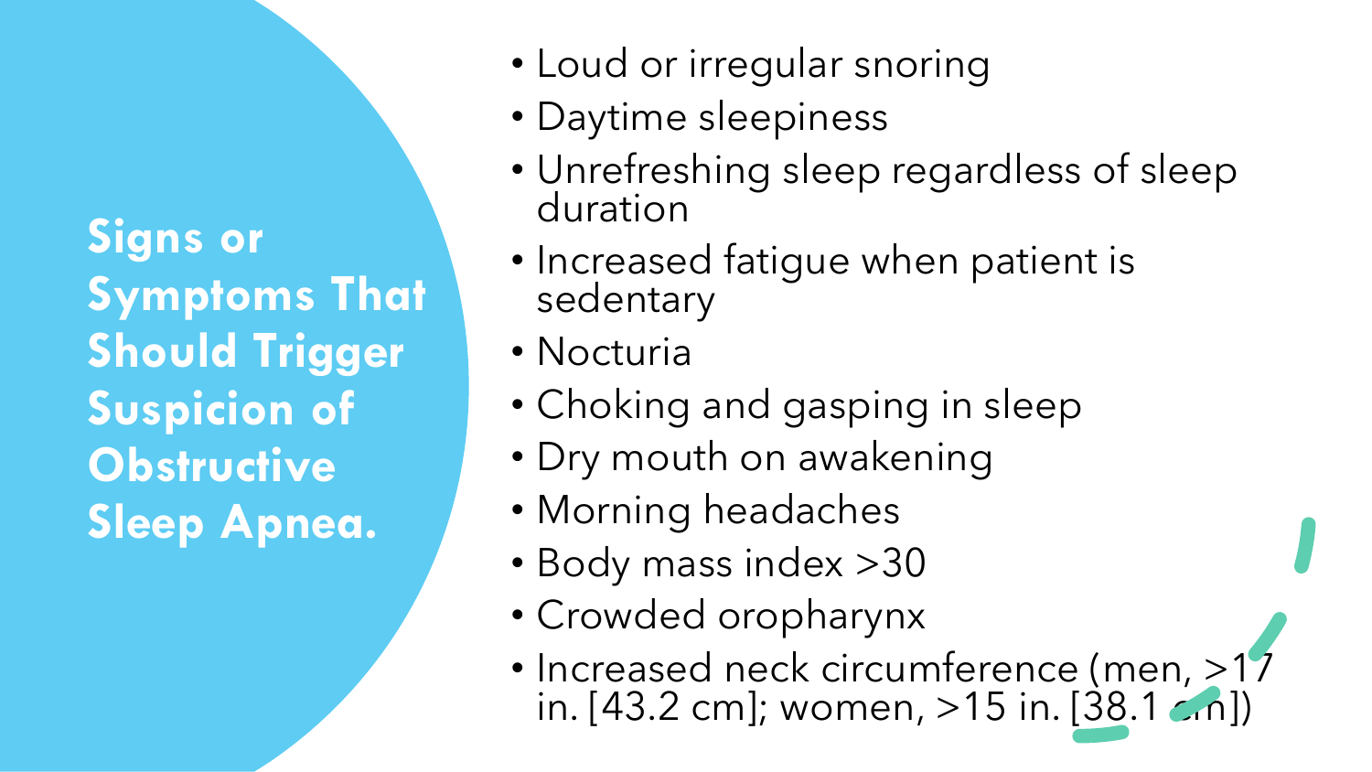## Signs or Symptoms That Should Trigger Suspicion of Obstructive Sleep Apnea.

- Loud or irregular snoring
- Daytime sleepiness
- Unrefreshing sleep regardless of sleep duration
- Increased fatigue when patient is sedentary
- Nocturia
- Choking and gasping in sleep
- Dry mouth on awakening
- Morning headaches
- Body mass index >30
- Crowded oropharynx
- Increased neck circumference (men, >17 in. [43.2 cm]; women, >15 in. [38.1 cm])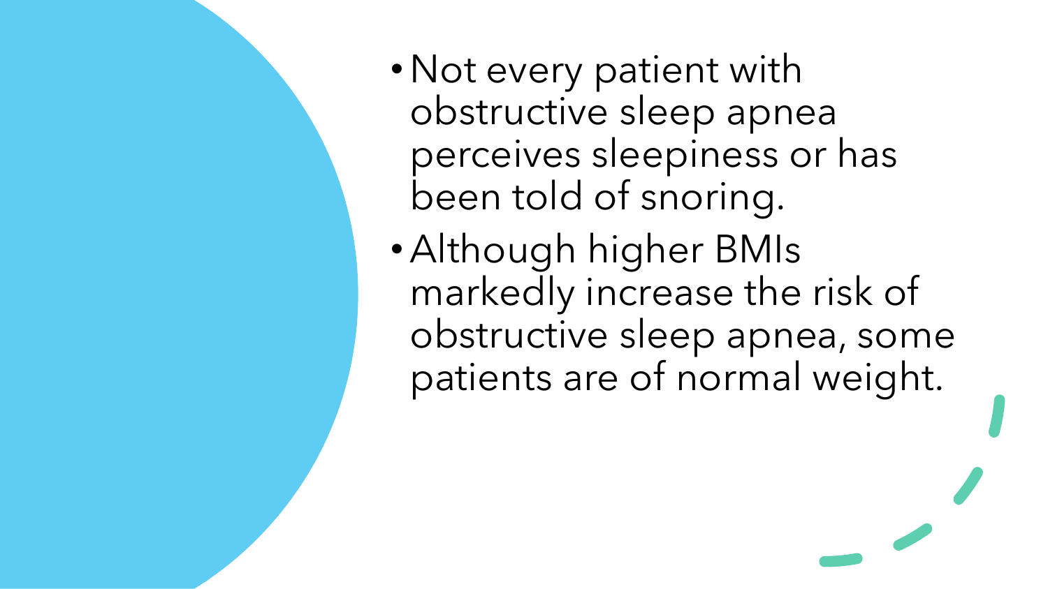- Not every patient with obstructive sleep apnea perceives sleepiness or has been told of snoring.
- Although higher BMIs markedly increase the risk of obstructive sleep apnea, some patients are of normal weight.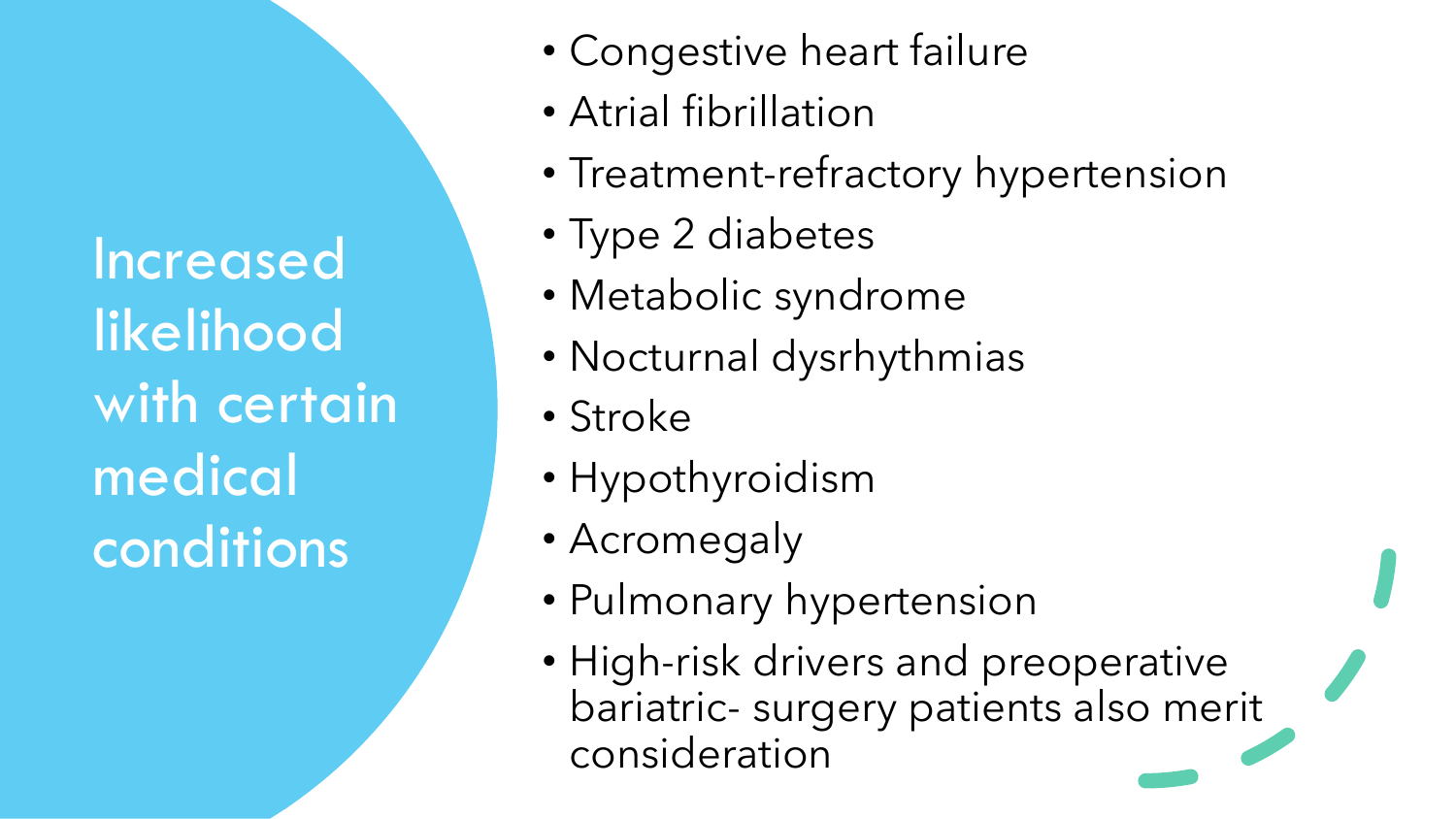# Increased likelihood with certain medical conditions

- Congestive heart failure
- Atrial fibrillation
- Treatment-refractory hypertension
- Type 2 diabetes
- Metabolic syndrome
- Nocturnal dysrhythmias
- Stroke
- Hypothyroidism
- Acromegaly
- Pulmonary hypertension
- High-risk drivers and preoperative bariatric- surgery patients also merit consideration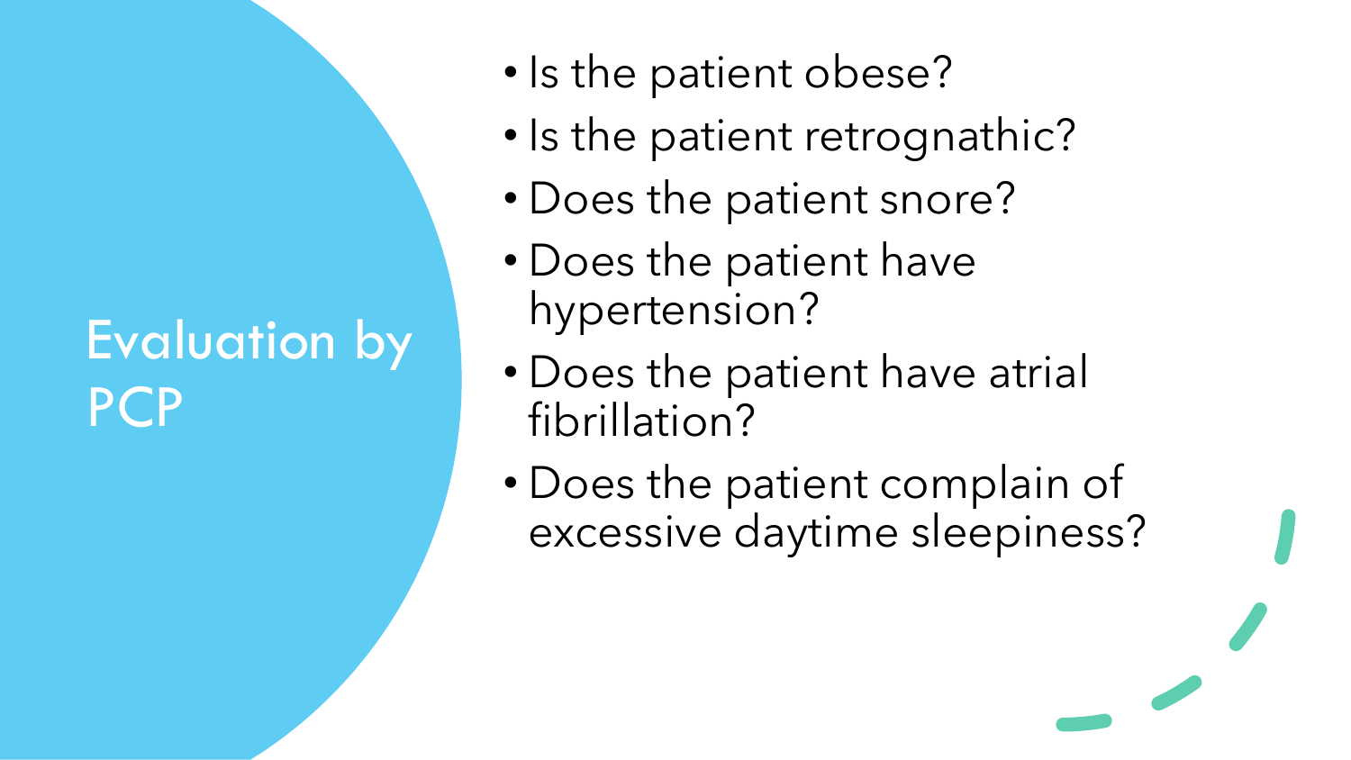# Evaluation by PCP

- Is the patient obese?
- Is the patient retrognathic?
- Does the patient snore?
- Does the patient have hypertension?
- Does the patient have atrial fibrillation?
- Does the patient complain of excessive daytime sleepiness?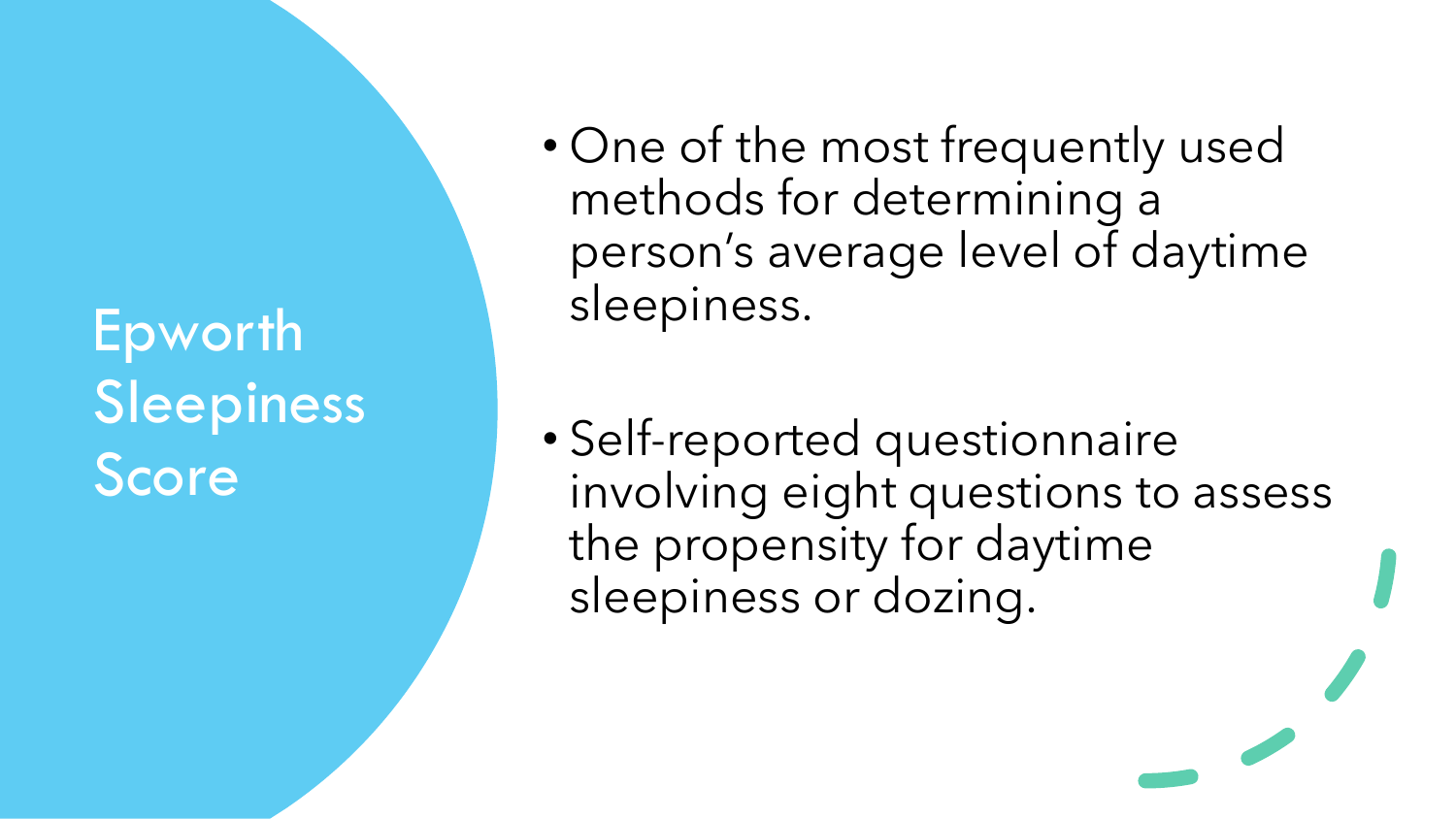# Epworth Sleepiness Score

- One of the most frequently used methods for determining a person's average level of daytime sleepiness.
- Self-reported questionnaire involving eight questions to assess the propensity for daytime sleepiness or dozing.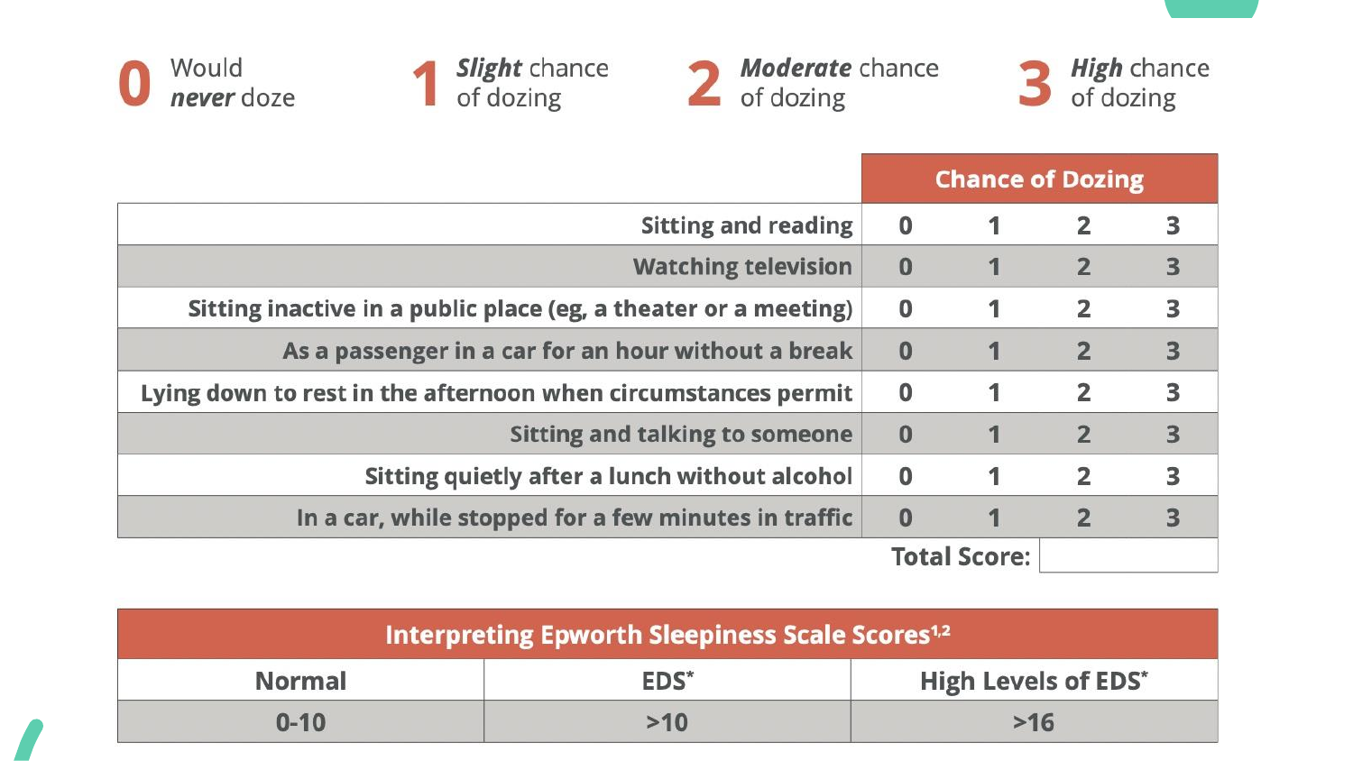**0** Would ***never*** doze

**1** ***Slight*** chance of dozing

**2** ***Moderate*** chance of dozing

**3** ***High*** chance of dozing

| | Chance of Dozing | | | |
|---|---|---|---|---|
| Sitting and reading | 0 | 1 | 2 | 3 |
| Watching television | 0 | 1 | 2 | 3 |
| Sitting inactive in a public place (eg, a theater or a meeting) | 0 | 1 | 2 | 3 |
| As a passenger in a car for an hour without a break | 0 | 1 | 2 | 3 |
| Lying down to rest in the afternoon when circumstances permit | 0 | 1 | 2 | 3 |
| Sitting and talking to someone | 0 | 1 | 2 | 3 |
| Sitting quietly after a lunch without alcohol | 0 | 1 | 2 | 3 |
| In a car, while stopped for a few minutes in traffic | 0 | 1 | 2 | 3 |
| **Total Score:** | | | | |

| Interpreting Epworth Sleepiness Scale Scores[1,2] | | |
|---|---|---|
| Normal | EDS* | High Levels of EDS* |
| 0-10 | >10 | >16 |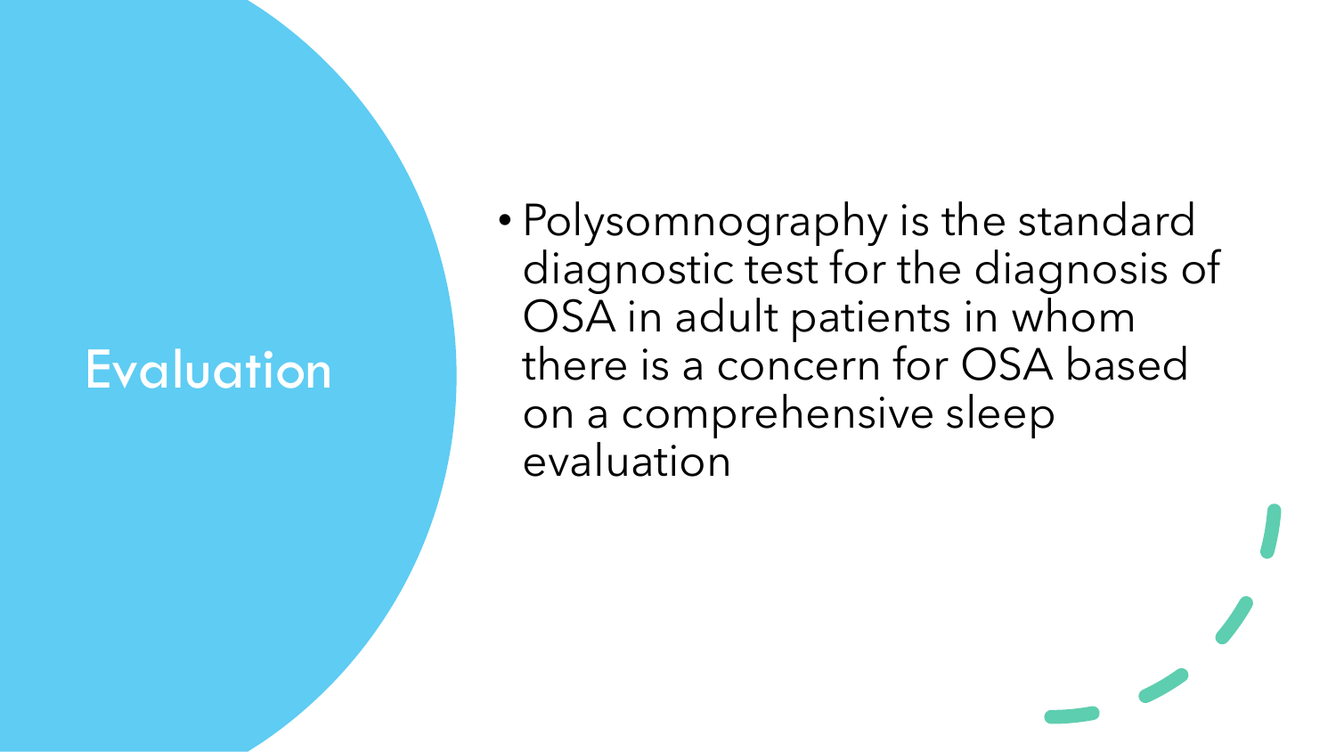# Evaluation

- Polysomnography is the standard diagnostic test for the diagnosis of OSA in adult patients in whom there is a concern for OSA based on a comprehensive sleep evaluation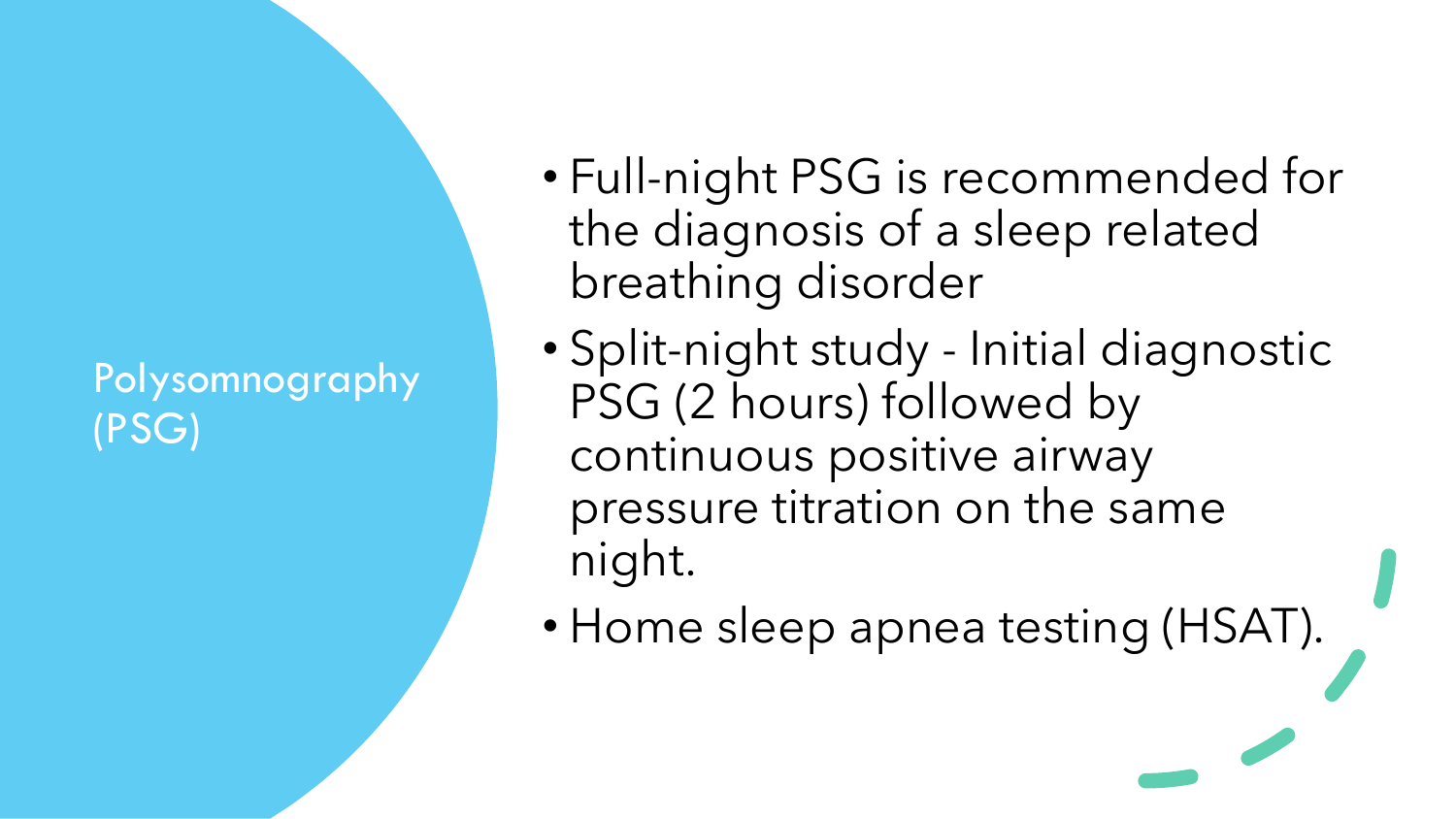# Polysomnography (PSG)

- Full-night PSG is recommended for the diagnosis of a sleep related breathing disorder
- Split-night study - Initial diagnostic PSG (2 hours) followed by continuous positive airway pressure titration on the same night.
- Home sleep apnea testing (HSAT).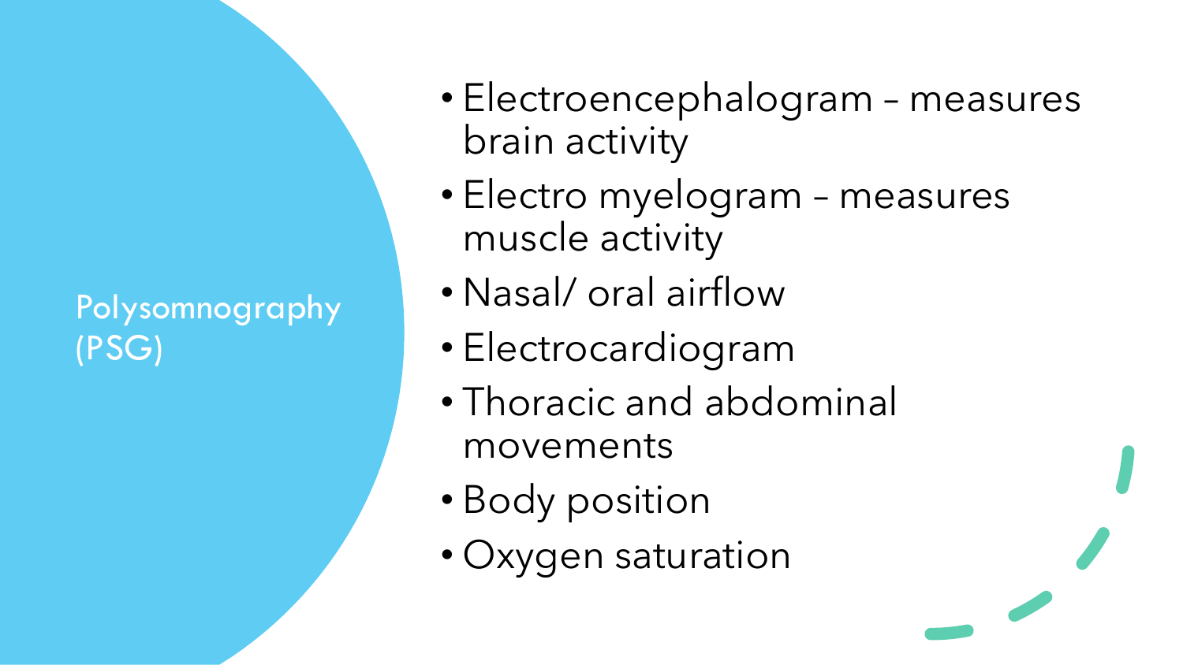## Polysomnography (PSG)

- Electroencephalogram – measures brain activity
- Electro myelogram – measures muscle activity
- Nasal/ oral airflow
- Electrocardiogram
- Thoracic and abdominal movements
- Body position
- Oxygen saturation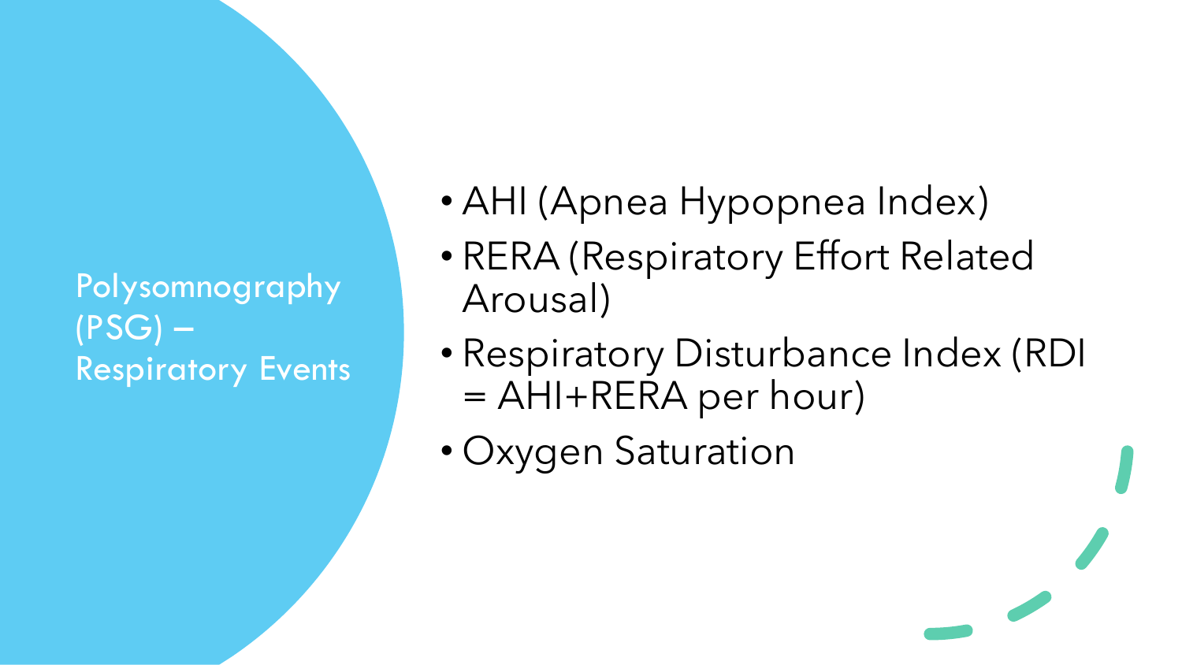## Polysomnography (PSG) – Respiratory Events

- AHI (Apnea Hypopnea Index)
- RERA (Respiratory Effort Related Arousal)
- Respiratory Disturbance Index (RDI = AHI+RERA per hour)
- Oxygen Saturation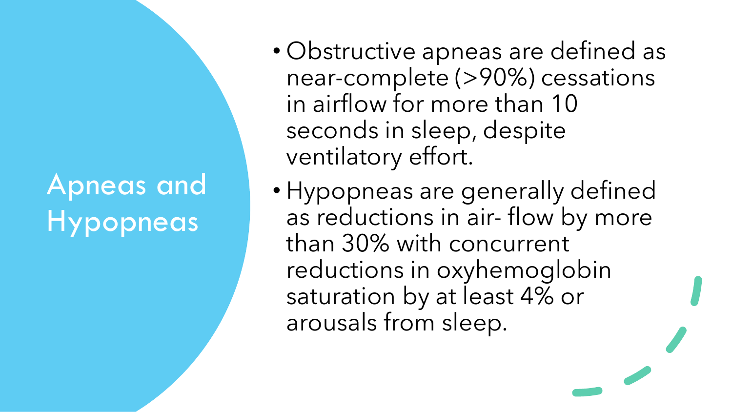# Apneas and Hypopneas

- Obstructive apneas are defined as near-complete (>90%) cessations in airflow for more than 10 seconds in sleep, despite ventilatory effort.
- Hypopneas are generally defined as reductions in air- flow by more than 30% with concurrent reductions in oxyhemoglobin saturation by at least 4% or arousals from sleep.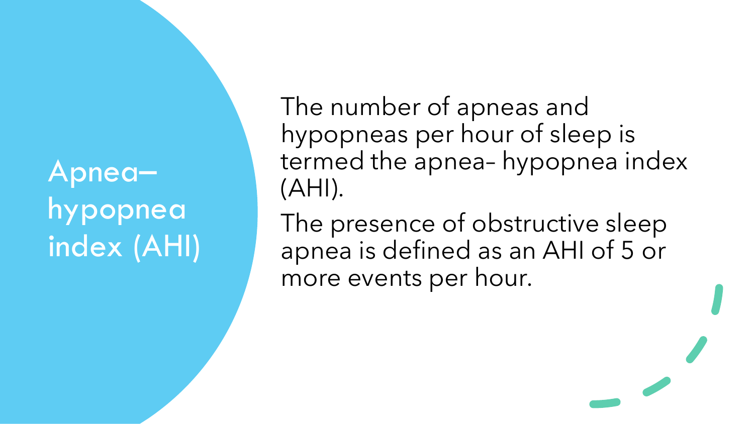# Apnea–hypopnea index (AHI)

The number of apneas and hypopneas per hour of sleep is termed the apnea– hypopnea index (AHI).

The presence of obstructive sleep apnea is defined as an AHI of 5 or more events per hour.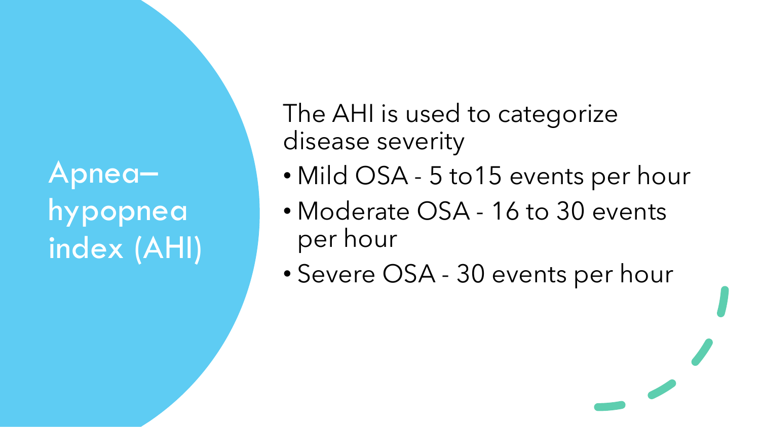# Apnea–hypopnea index (AHI)

The AHI is used to categorize disease severity

- Mild OSA - 5 to15 events per hour
- Moderate OSA - 16 to 30 events per hour
- Severe OSA - 30 events per hour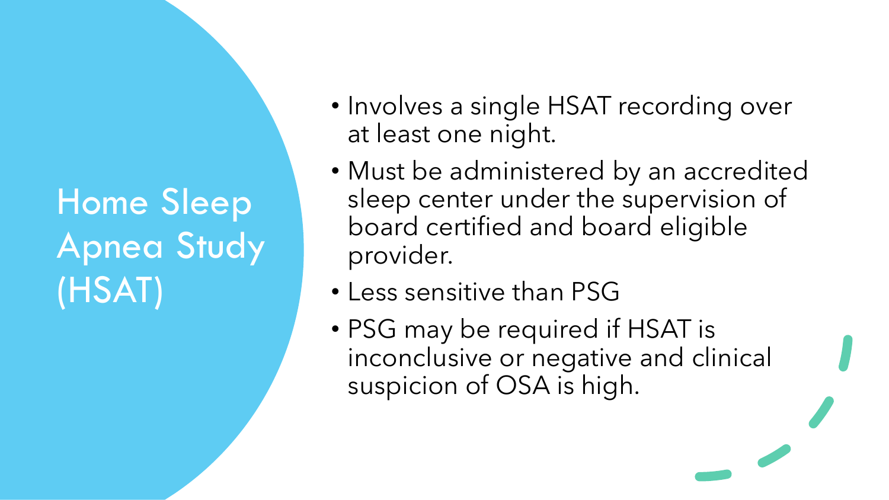# Home Sleep Apnea Study (HSAT)

- Involves a single HSAT recording over at least one night.
- Must be administered by an accredited sleep center under the supervision of board certified and board eligible provider.
- Less sensitive than PSG
- PSG may be required if HSAT is inconclusive or negative and clinical suspicion of OSA is high.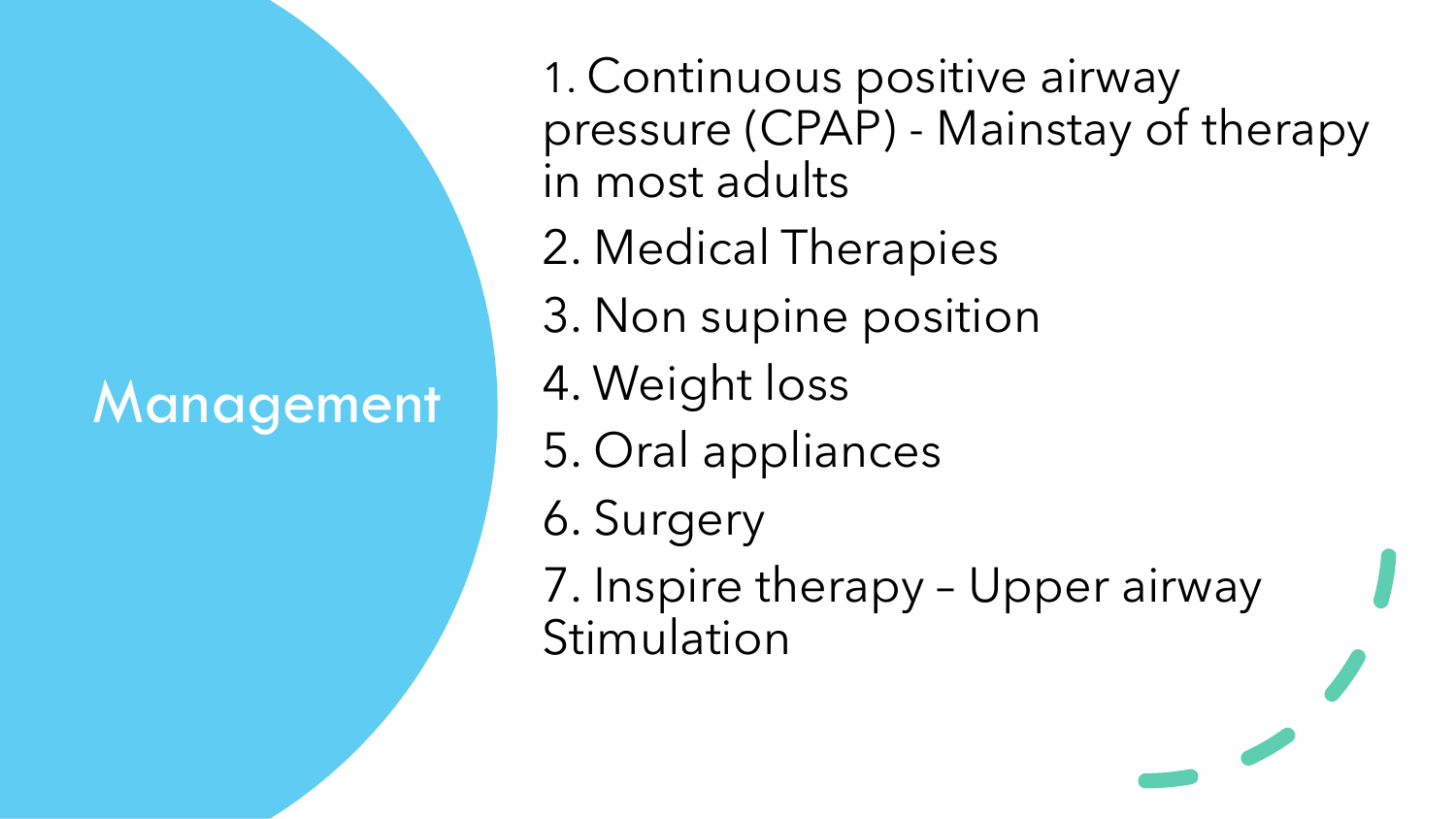# Management

1. Continuous positive airway pressure (CPAP) - Mainstay of therapy in most adults
2. Medical Therapies
3. Non supine position
4. Weight loss
5. Oral appliances
6. Surgery
7. Inspire therapy – Upper airway Stimulation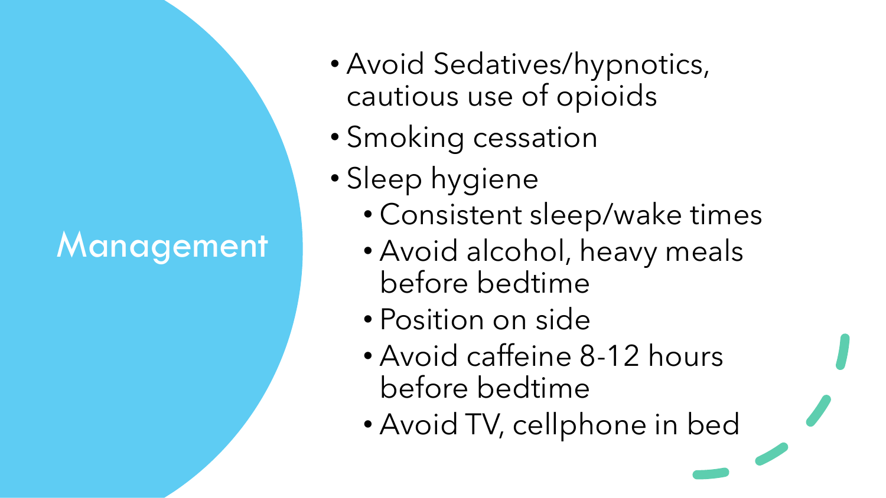# Management

- Avoid Sedatives/hypnotics, cautious use of opioids
- Smoking cessation
- Sleep hygiene
  - Consistent sleep/wake times
  - Avoid alcohol, heavy meals before bedtime
  - Position on side
  - Avoid caffeine 8-12 hours before bedtime
  - Avoid TV, cellphone in bed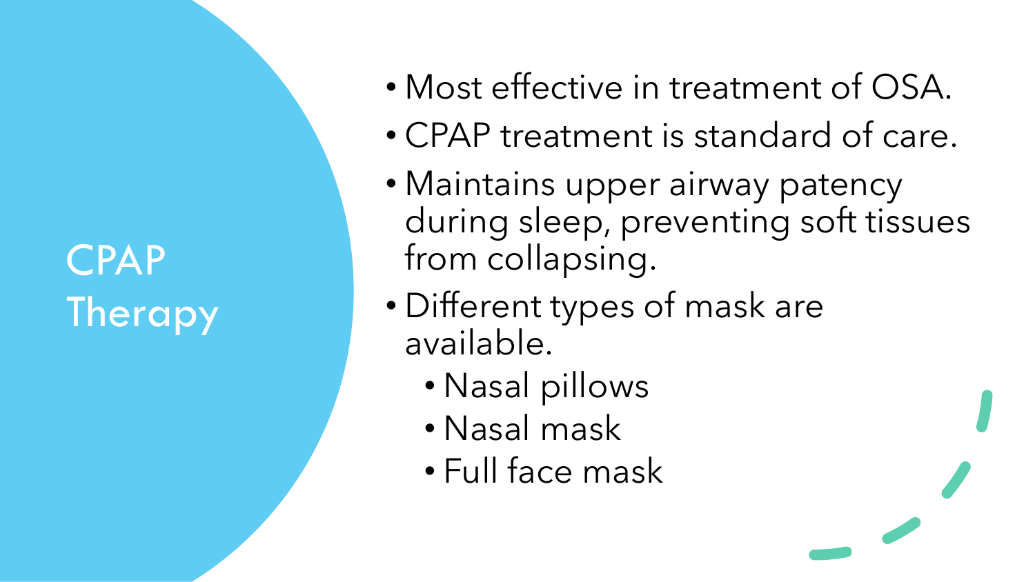# CPAP Therapy

- Most effective in treatment of OSA.
- CPAP treatment is standard of care.
- Maintains upper airway patency during sleep, preventing soft tissues from collapsing.
- Different types of mask are available.
  - Nasal pillows
  - Nasal mask
  - Full face mask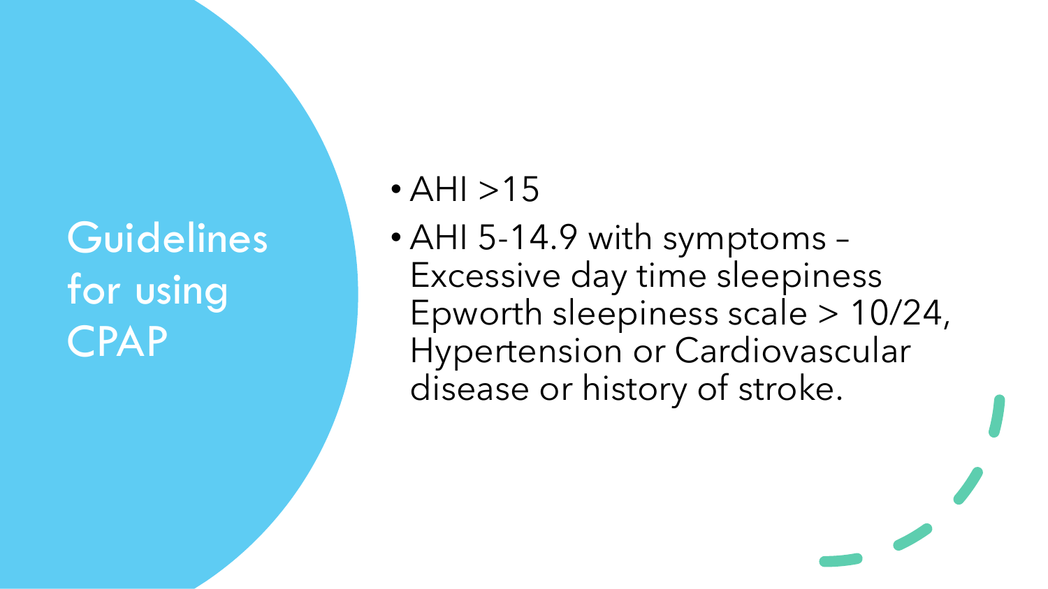# Guidelines for using CPAP

- AHI >15
- AHI 5-14.9 with symptoms – Excessive day time sleepiness Epworth sleepiness scale > 10/24, Hypertension or Cardiovascular disease or history of stroke.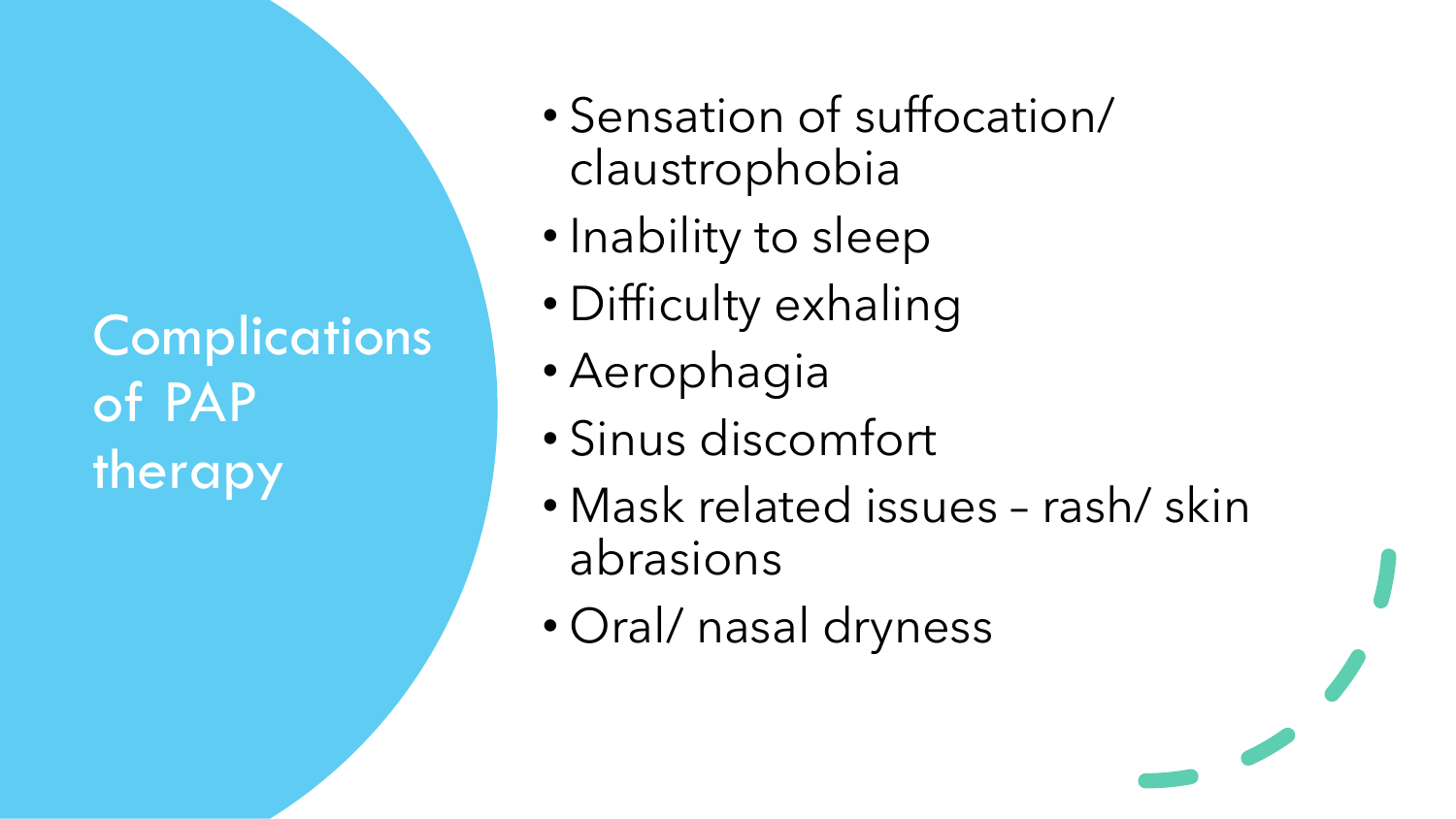# Complications of PAP therapy

- Sensation of suffocation/ claustrophobia
- Inability to sleep
- Difficulty exhaling
- Aerophagia
- Sinus discomfort
- Mask related issues – rash/ skin abrasions
- Oral/ nasal dryness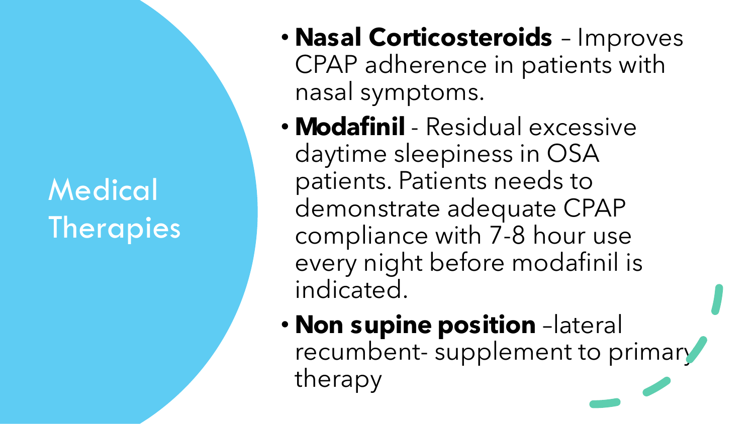# Medical Therapies

- **Nasal Corticosteroids** – Improves CPAP adherence in patients with nasal symptoms.
- **Modafinil** - Residual excessive daytime sleepiness in OSA patients. Patients needs to demonstrate adequate CPAP compliance with 7-8 hour use every night before modafinil is indicated.
- **Non supine position** –lateral recumbent- supplement to primary therapy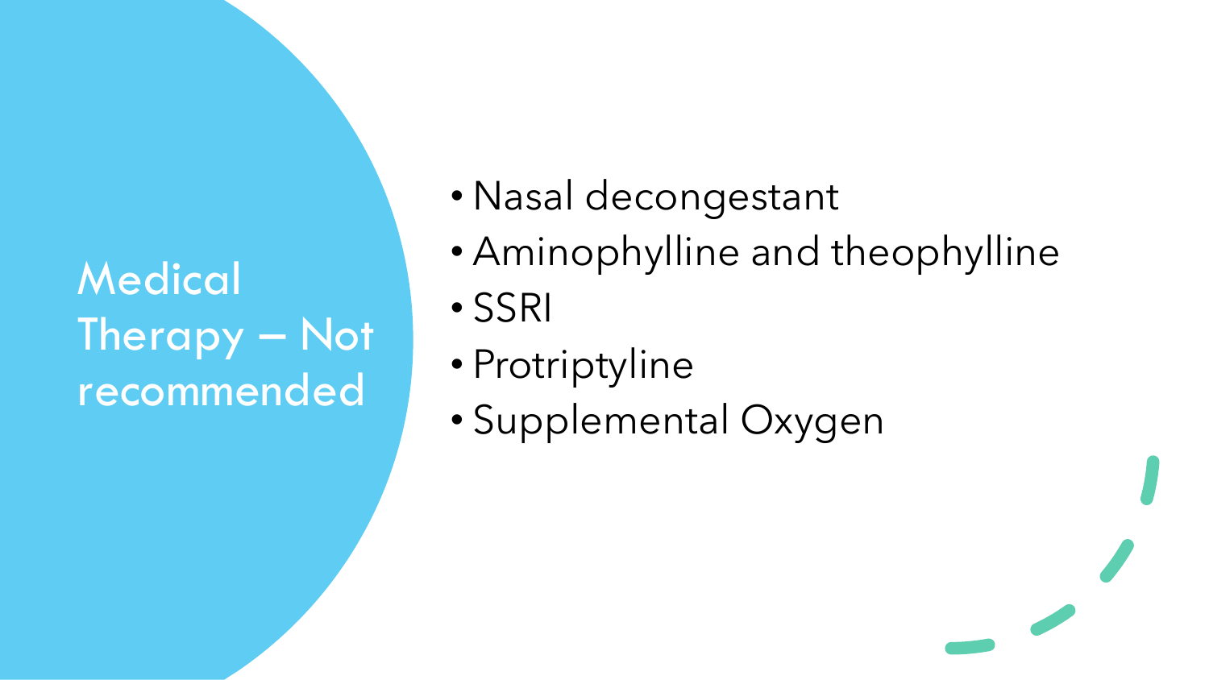# Medical Therapy – Not recommended

- Nasal decongestant
- Aminophylline and theophylline
- SSRI
- Protriptyline
- Supplemental Oxygen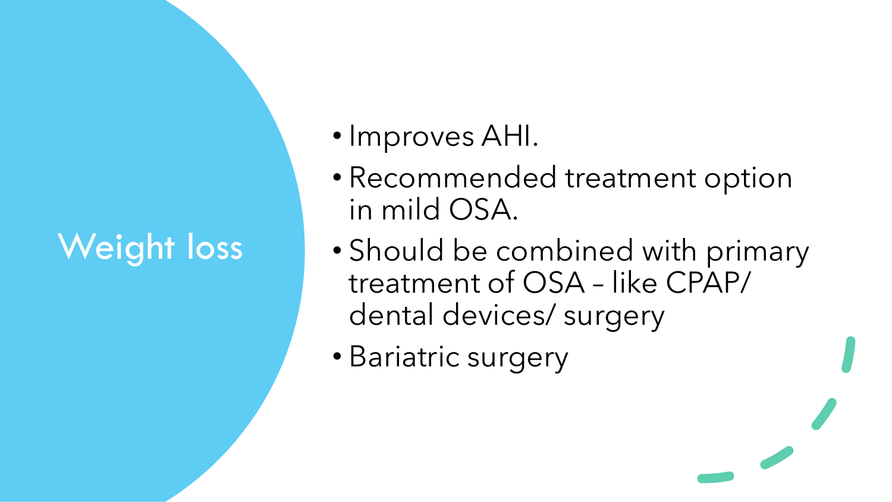# Weight loss

- Improves AHI.
- Recommended treatment option in mild OSA.
- Should be combined with primary treatment of OSA – like CPAP/ dental devices/ surgery
- Bariatric surgery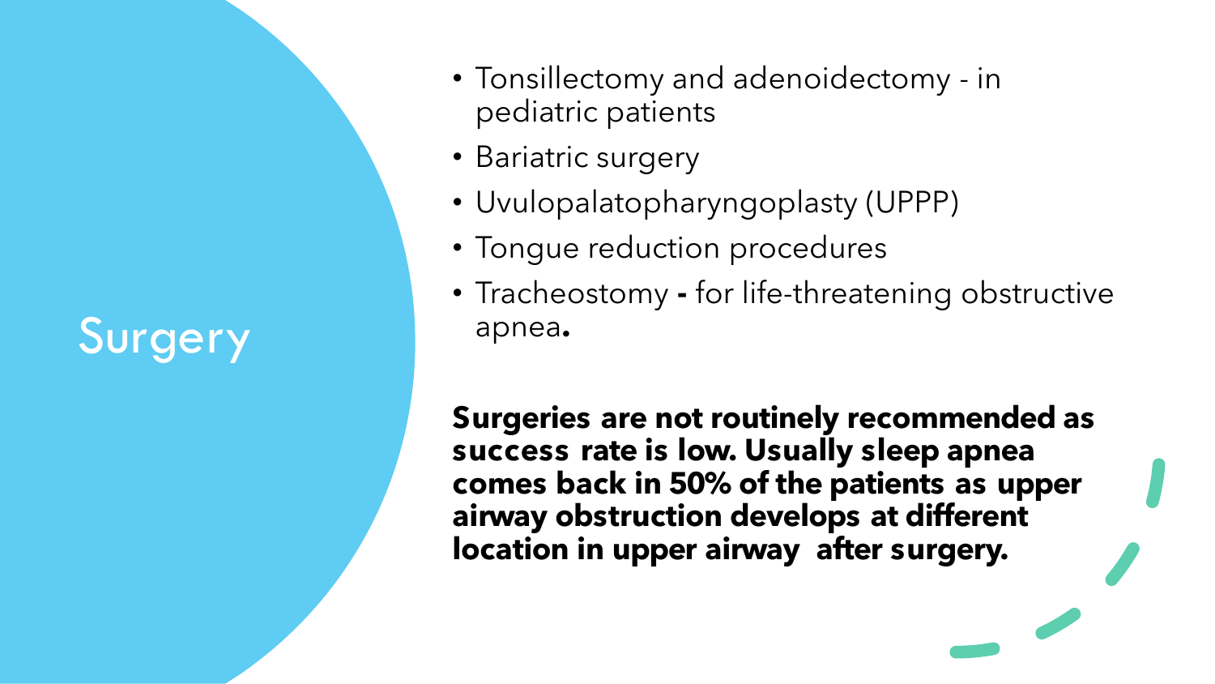# Surgery

- Tonsillectomy and adenoidectomy - in pediatric patients
- Bariatric surgery
- Uvulopalatopharyngoplasty (UPPP)
- Tongue reduction procedures
- Tracheostomy **-** for life-threatening obstructive apnea**.**

**Surgeries are not routinely recommended as success rate is low. Usually sleep apnea comes back in 50% of the patients as upper airway obstruction develops at different location in upper airway after surgery.**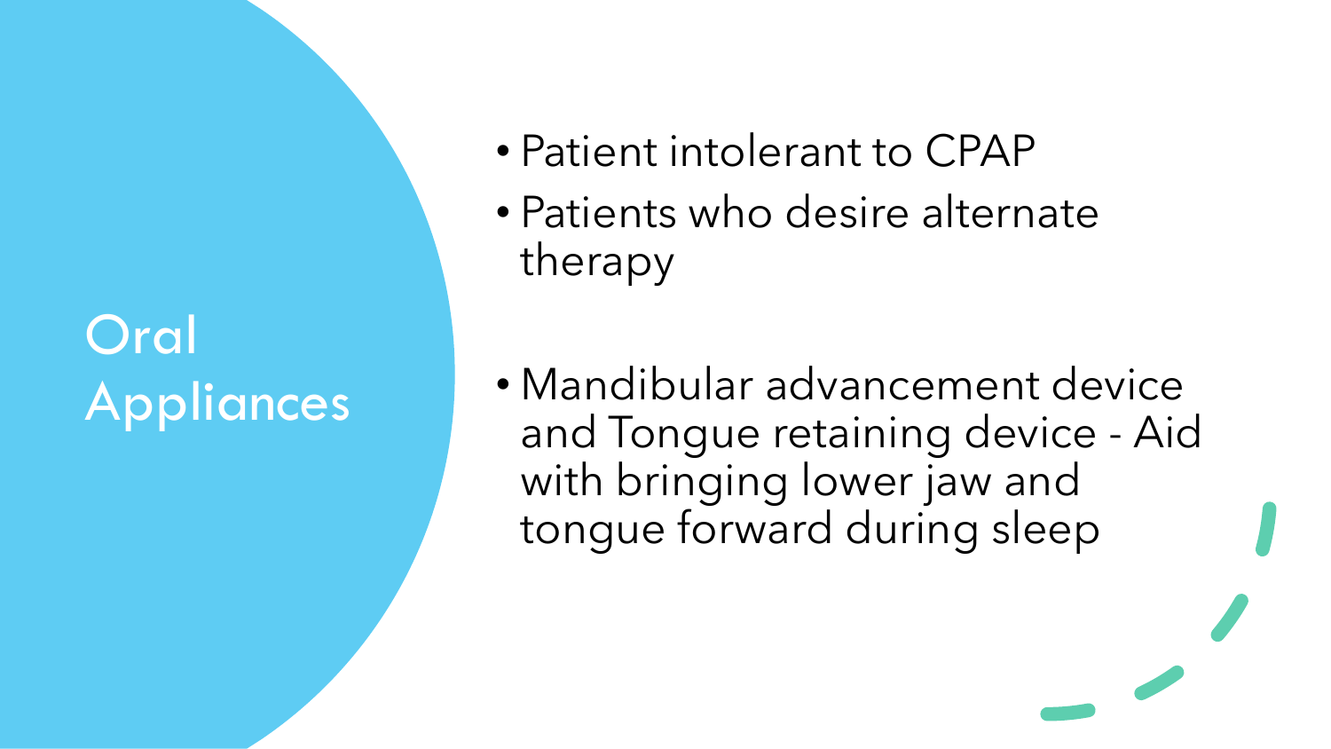# Oral Appliances

- Patient intolerant to CPAP
- Patients who desire alternate therapy

- Mandibular advancement device and Tongue retaining device - Aid with bringing lower jaw and tongue forward during sleep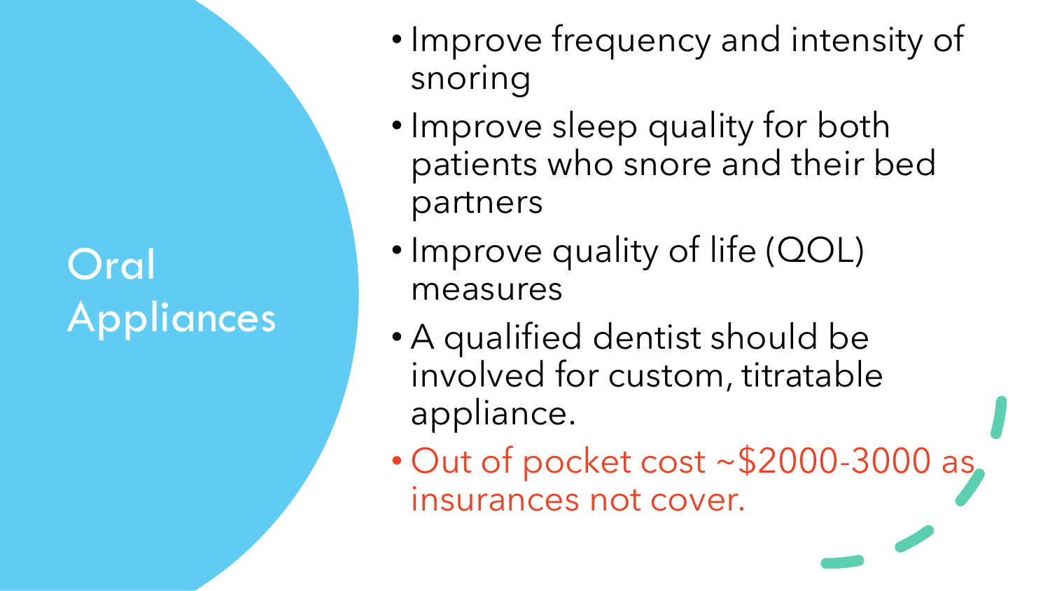# Oral Appliances

- Improve frequency and intensity of snoring
- Improve sleep quality for both patients who snore and their bed partners
- Improve quality of life (QOL) measures
- A qualified dentist should be involved for custom, titratable appliance.
- Out of pocket cost ~$2000-3000 as insurances not cover.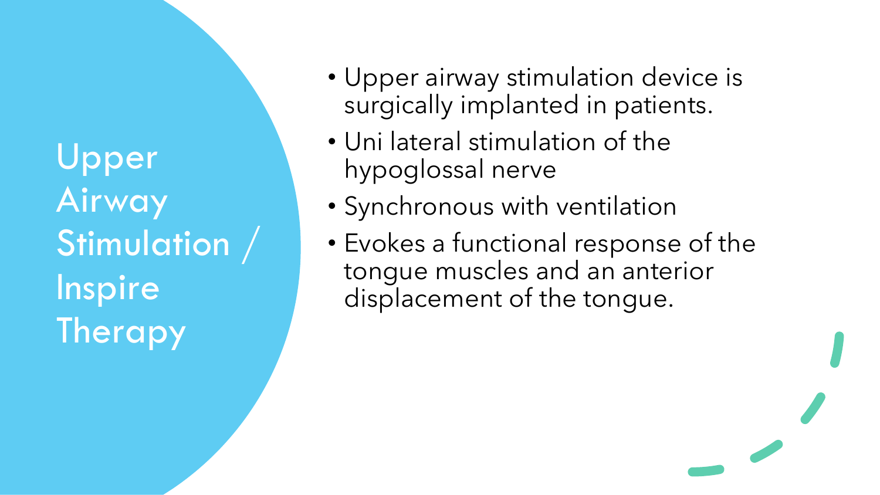# Upper Airway Stimulation / Inspire Therapy

- Upper airway stimulation device is surgically implanted in patients.
- Uni lateral stimulation of the hypoglossal nerve
- Synchronous with ventilation
- Evokes a functional response of the tongue muscles and an anterior displacement of the tongue.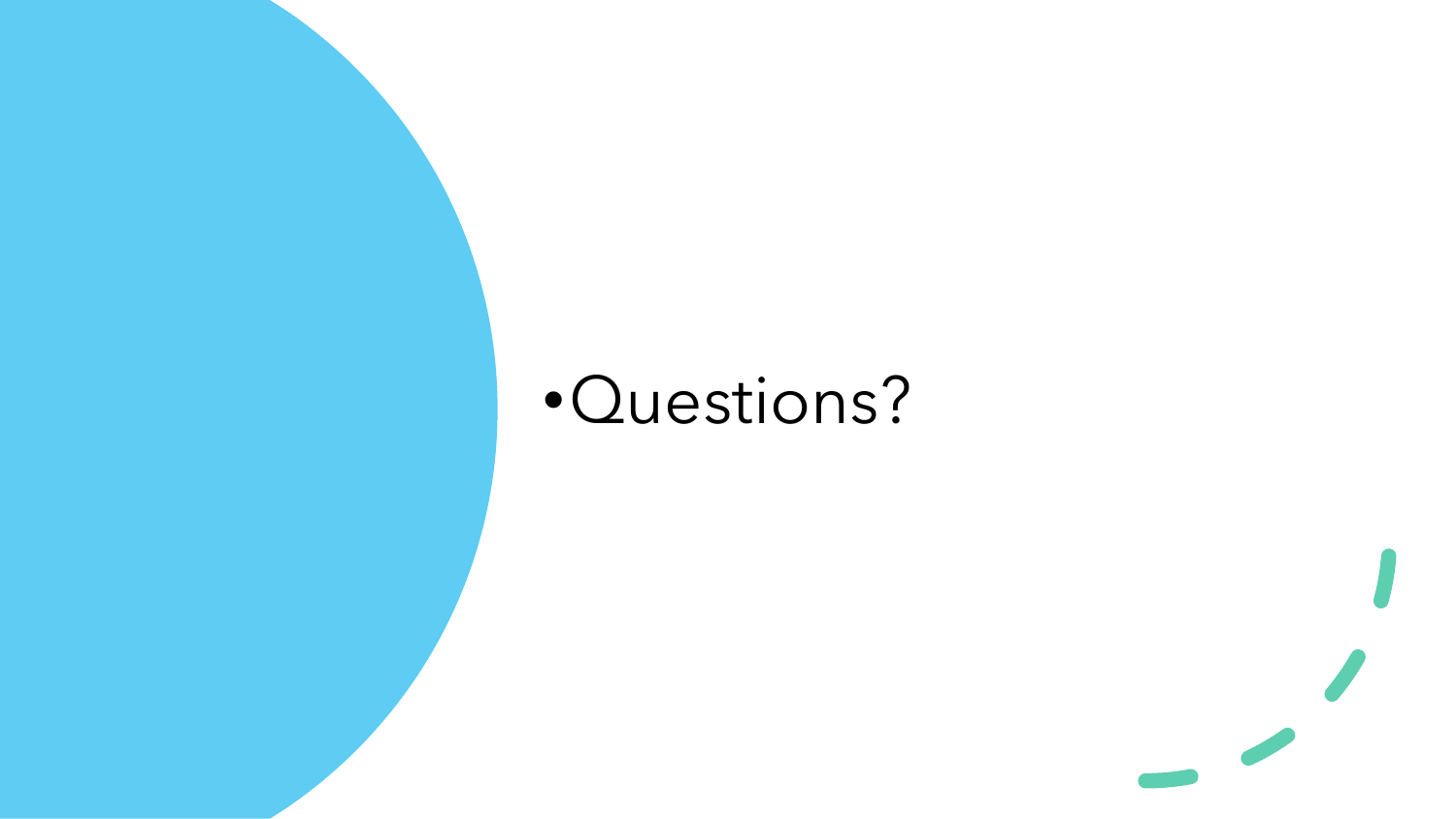- Questions?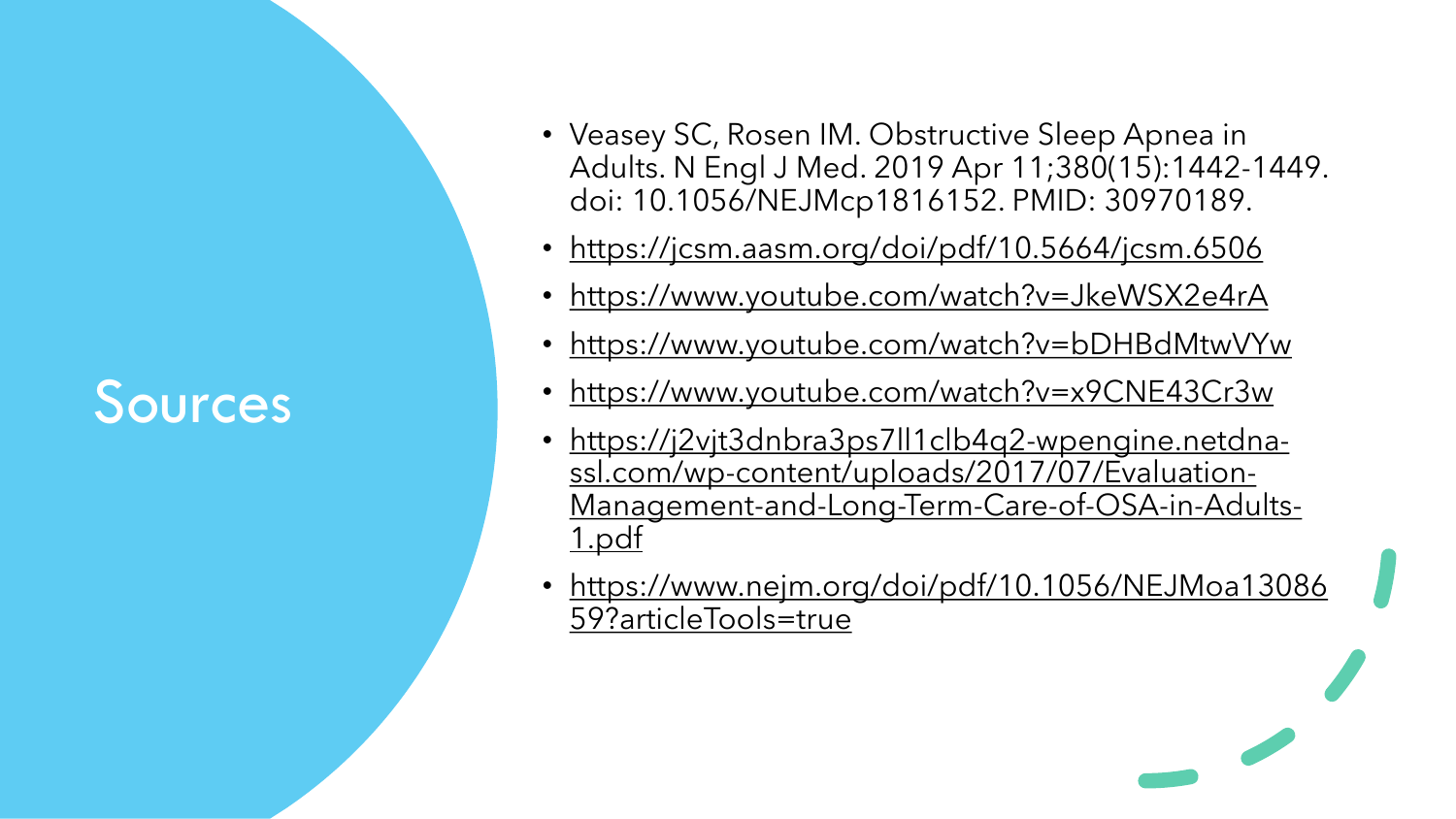# Sources

- Veasey SC, Rosen IM. Obstructive Sleep Apnea in Adults. N Engl J Med. 2019 Apr 11;380(15):1442-1449. doi: 10.1056/NEJMcp1816152. PMID: 30970189.
- https://jcsm.aasm.org/doi/pdf/10.5664/jcsm.6506
- https://www.youtube.com/watch?v=JkeWSX2e4rA
- https://www.youtube.com/watch?v=bDHBdMtwVYw
- https://www.youtube.com/watch?v=x9CNE43Cr3w
- https://j2vjt3dnbra3ps7ll1clb4q2-wpengine.netdna-ssl.com/wp-content/uploads/2017/07/Evaluation-Management-and-Long-Term-Care-of-OSA-in-Adults-1.pdf
- https://www.nejm.org/doi/pdf/10.1056/NEJMoa1308659?articleTools=true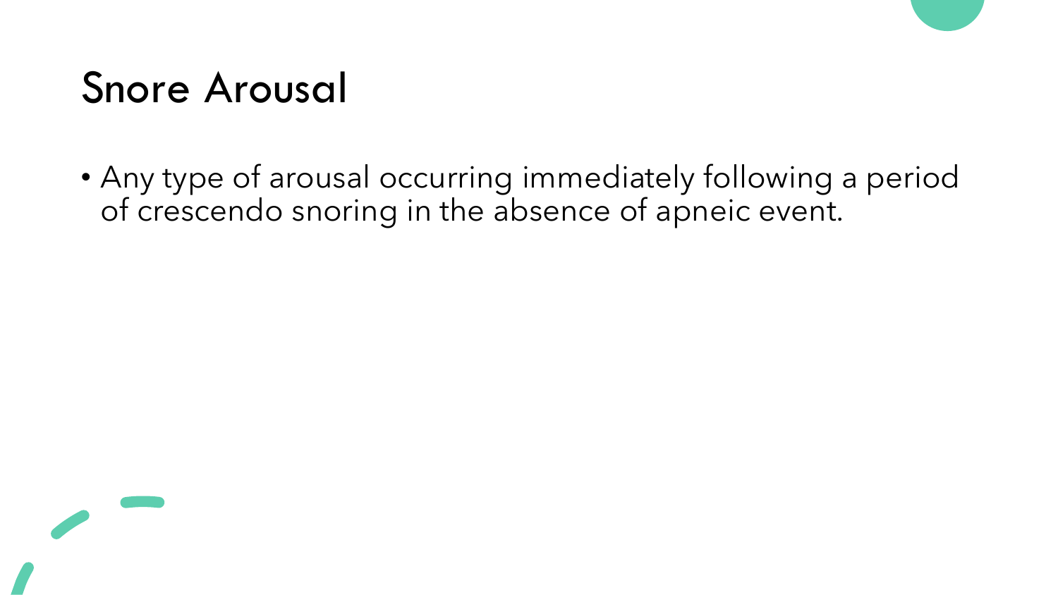# Snore Arousal

- Any type of arousal occurring immediately following a period of crescendo snoring in the absence of apneic event.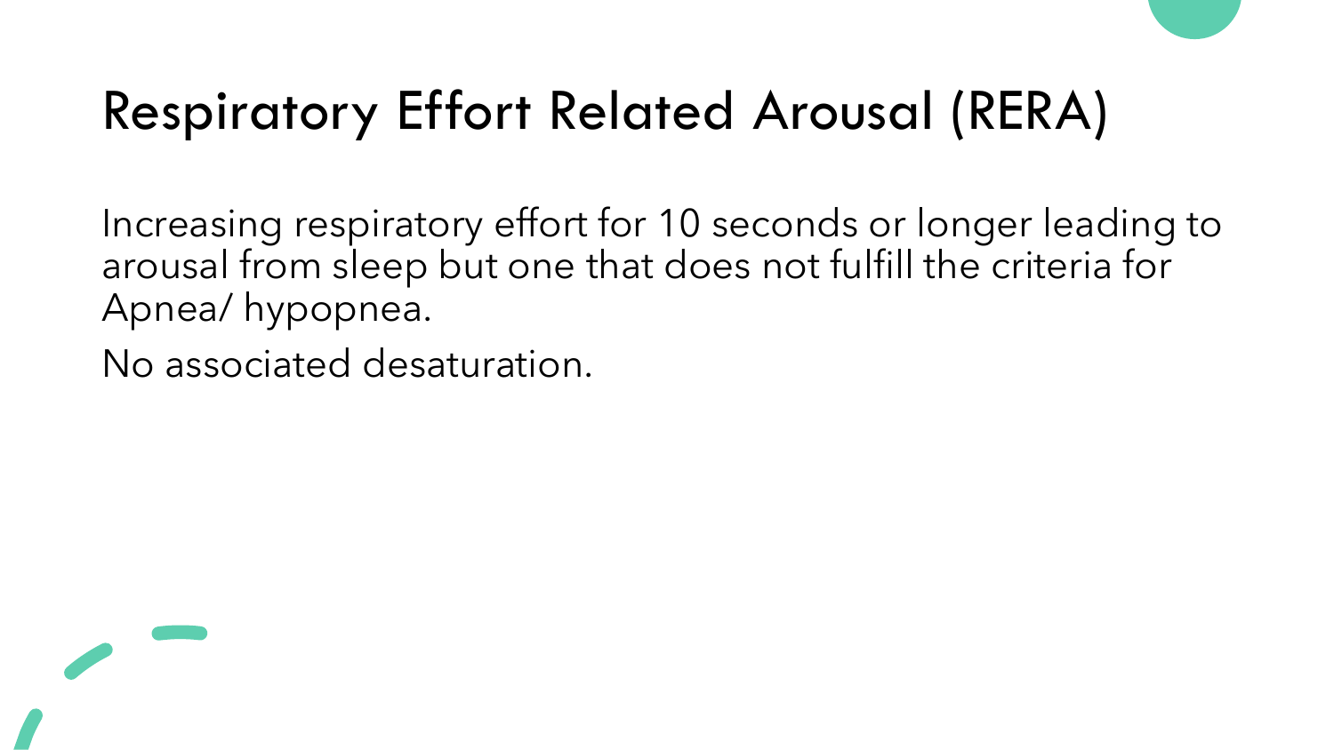# Respiratory Effort Related Arousal (RERA)

Increasing respiratory effort for 10 seconds or longer leading to arousal from sleep but one that does not fulfill the criteria for Apnea/ hypopnea.

No associated desaturation.